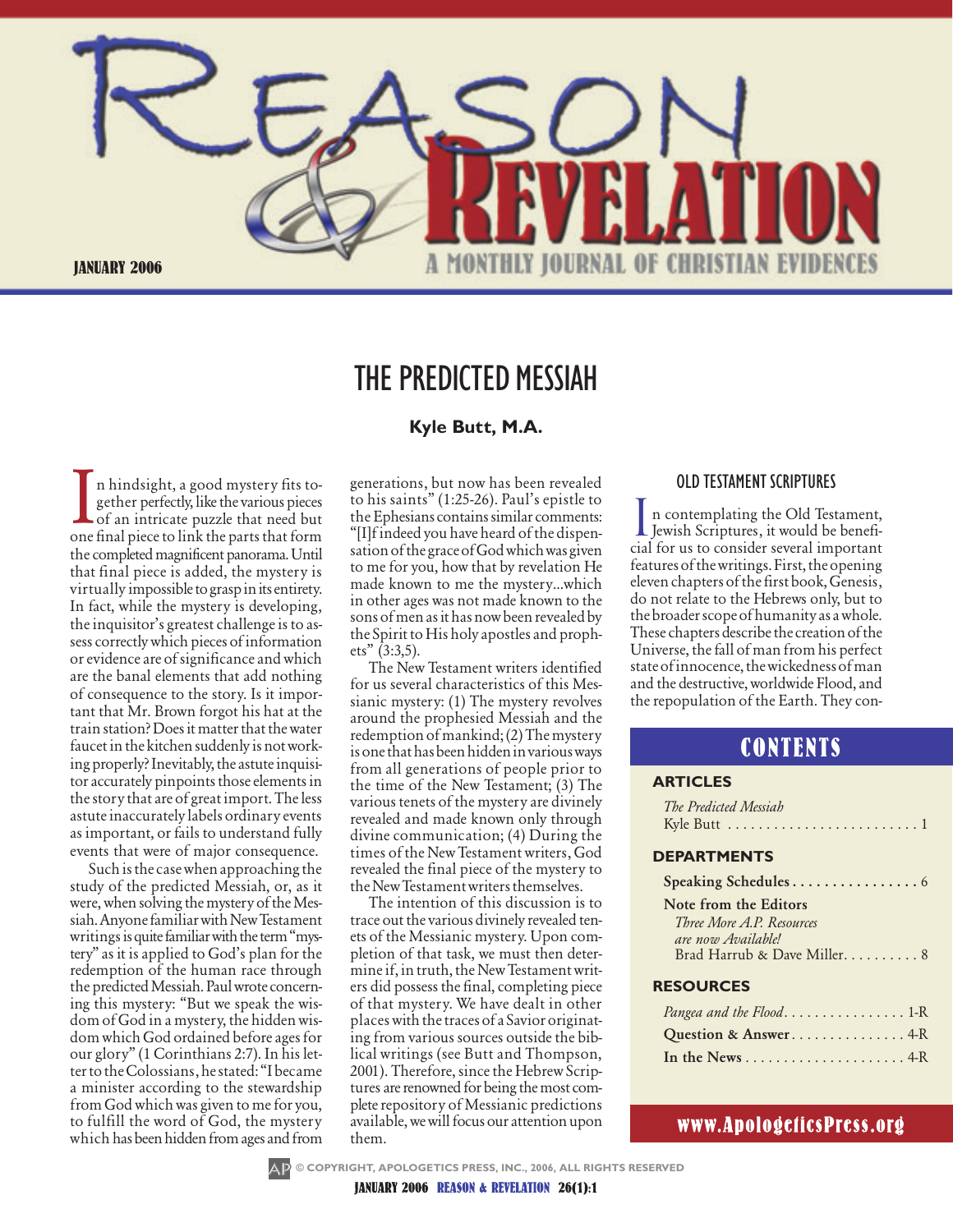# REASON & REVELATION

JANUARY 2006

A MONTHLY JOURNAL OF CHRISTIAN EVIDENCES

## THE PREDICTED MESSIAH

**Kyle Butt, M.A.**

In hindsight, a good mystery fits together perfectly, like the various pieces of an intricate puzzle that need but one final piece to link the parts that form the completed magnificent panorama. Until that final piece is added, the mystery is virtually impossible to grasp in its entirety. In fact, while the mystery is developing, the inquisitor's greatest challenge is to assess correctly which pieces of information or evidence are of significance and which are the banal elements that add nothing of consequence to the story. Is it important that Mr. Brown forgot his hat at the train station? Does it matter that the water faucet in the kitchen suddenly is not working properly? Inevitably, the astute inquisitor accurately pinpoints those elements in the story that are of great import. The less astute inaccurately labels ordinary events as important, or fails to understand fully events that were of major consequence.

Such is the case when approaching the study of the predicted Messiah, or, as it were, when solving the mystery of the Messiah. Anyone familiar with New Testament writings is quite familiar with the term "mystery" as it is applied to God's plan for the redemption of the human race through the predicted Messiah. Paul wrote concerning this mystery: "But we speak the wisdom of God in a mystery, the hidden wisdom which God ordained before ages for our glory" (1 Corinthians 2:7). In his letter to the Colossians, he stated: "I became a minister according to the stewardship from God which was given to me for you, to fulfill the word of God, the mystery which has been hidden from ages and from generations, but now has been revealed to his saints" (1:25-26). Paul's epistle to the Ephesians contains similar comments: "[I]f indeed you have heard of the dispensation of the grace of God which was given to me for you, how that by revelation He made known to me the mystery...which in other ages was not made known to the sons of men as it has now been revealed by the Spirit to His holy apostles and prophets" (3:3,5).

The New Testament writers identified for us several characteristics of this Messianic mystery: (1) The mystery revolves around the prophesied Messiah and the redemption of mankind; (2) The mystery is one that has been hidden in various ways from all generations of people prior to the time of the New Testament; (3) The various tenets of the mystery are divinely revealed and made known only through divine communication; (4) During the times of the New Testament writers, God revealed the final piece of the mystery to the New Testament writers themselves.

The intention of this discussion is to trace out the various divinely revealed tenets of the Messianic mystery. Upon completion of that task, we must then determine if, in truth, the New Testament writers did possess the final, completing piece of that mystery. We have dealt in other places with the traces of a Savior originating from various sources outside the biblical writings (see Butt and Thompson, 2001). Therefore, since the Hebrew Scriptures are renowned for being the most complete repository of Messianic predictions available, we will focus our attention upon them.

### OLD TESTAMENT SCRIPTURES

In contemplating the Old Testament, Jewish Scriptures, it would be beneficial for us to consider several important features of the writings. First, the opening eleven chapters of the first book, Genesis, do not relate to the Hebrews only, but to the broader scope of humanity as a whole. These chapters describe the creation of the Universe, the fall of man from his perfect state of innocence, the wickedness of man and the destructive, worldwide Flood, and the repopulation of the Earth. They con-

---

## CONTENTS

**ARTICLES**

*The Predicted Messiah*
Kyle Butt . . . . . . . . . . . . . . . . . . . . . . . . . 1

**DEPARTMENTS**

**Speaking Schedules** . . . . . . . . . . . . . . . . 6

**Note from the Editors**
*Three More A.P. Resources are now Available!*
Brad Harrub & Dave Miller. . . . . . . . . . 8

**RESOURCES**

*Pangea and the Flood*. . . . . . . . . . . . . . . . 1-R
**Question & Answer** . . . . . . . . . . . . . . . 4-R
**In the News** . . . . . . . . . . . . . . . . . . . . . 4-R

www.ApologeticsPress.org

---

© COPYRIGHT, APOLOGETICS PRESS, INC., 2006, ALL RIGHTS RESERVED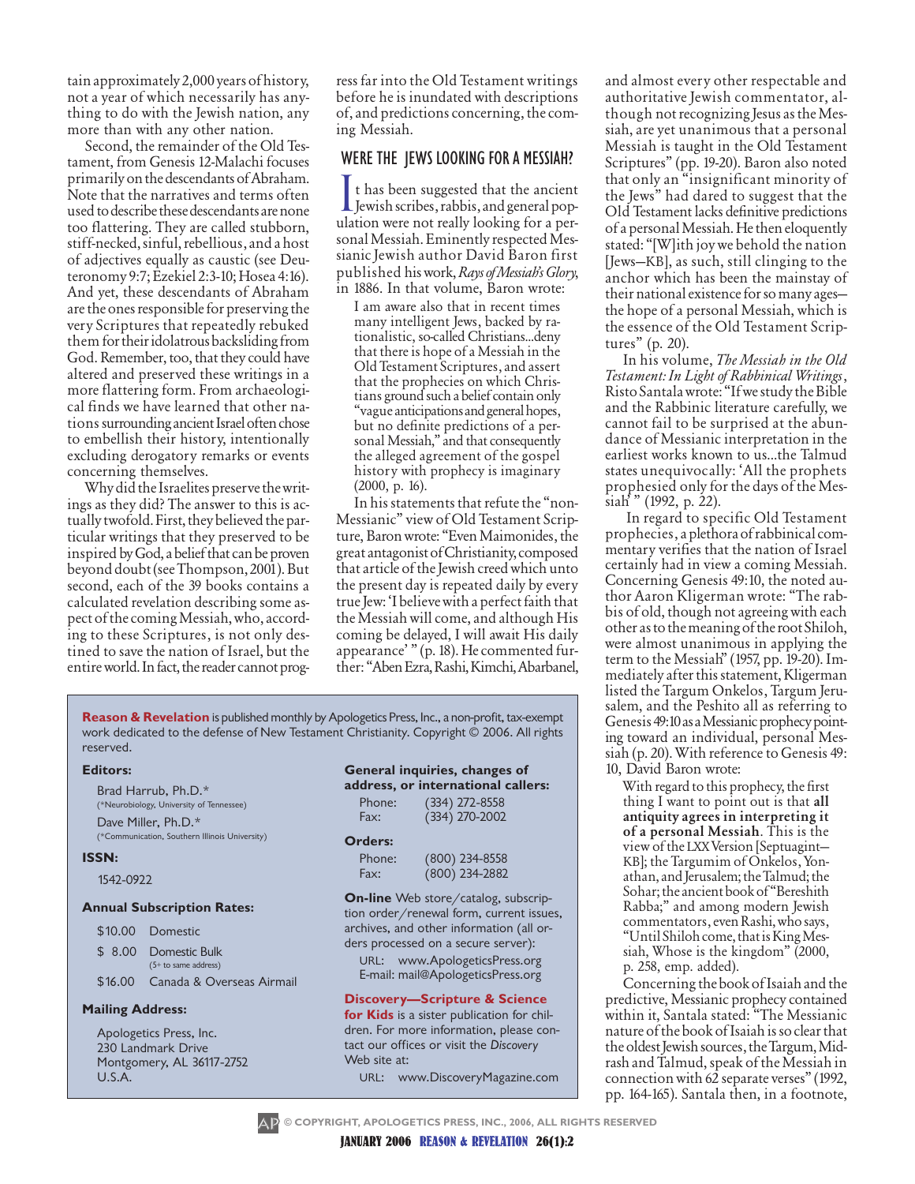tain approximately 2,000 years of history, not a year of which necessarily has anything to do with the Jewish nation, any more than with any other nation.

Second, the remainder of the Old Testament, from Genesis 12-Malachi focuses primarily on the descendants of Abraham. Note that the narratives and terms often used to describe these descendants are none too flattering. They are called stubborn, stiff-necked, sinful, rebellious, and a host of adjectives equally as caustic (see Deuteronomy 9:7; Ezekiel 2:3-10; Hosea 4:16). And yet, these descendants of Abraham are the ones responsible for preserving the very Scriptures that repeatedly rebuked them for their idolatrous backsliding from God. Remember, too, that they could have altered and preserved these writings in a more flattering form. From archaeological finds we have learned that other nations surrounding ancient Israel often chose to embellish their history, intentionally excluding derogatory remarks or events concerning themselves.

Why did the Israelites preserve the writings as they did? The answer to this is actually twofold. First, they believed the particular writings that they preserved to be inspired by God, a belief that can be proven beyond doubt (see Thompson, 2001). But second, each of the 39 books contains a calculated revelation describing some aspect of the coming Messiah, who, according to these Scriptures, is not only destined to save the nation of Israel, but the entire world. In fact, the reader cannot progress far into the Old Testament writings before he is inundated with descriptions of, and predictions concerning, the coming Messiah.

## WERE THE JEWS LOOKING FOR A MESSIAH?

It has been suggested that the ancient Jewish scribes, rabbis, and general population were not really looking for a personal Messiah. Eminently respected Messianic Jewish author David Baron first published his work, *Rays of Messiah's Glory*, in 1886. In that volume, Baron wrote:

> I am aware also that in recent times many intelligent Jews, backed by rationalistic, so-called Christians...deny that there is hope of a Messiah in the Old Testament Scriptures, and assert that the prophecies on which Christians ground such a belief contain only "vague anticipations and general hopes, but no definite predictions of a personal Messiah," and that consequently the alleged agreement of the gospel history with prophecy is imaginary (2000, p. 16).

In his statements that refute the "non-Messianic" view of Old Testament Scripture, Baron wrote: "Even Maimonides, the great antagonist of Christianity, composed that article of the Jewish creed which unto the present day is repeated daily by every true Jew: 'I believe with a perfect faith that the Messiah will come, and although His coming be delayed, I will await His daily appearance' " (p. 18). He commented further: "Aben Ezra, Rashi, Kimchi, Abarbanel, and almost every other respectable and authoritative Jewish commentator, although not recognizing Jesus as the Messiah, are yet unanimous that a personal Messiah is taught in the Old Testament Scriptures" (pp. 19-20). Baron also noted that only an "insignificant minority of the Jews" had dared to suggest that the Old Testament lacks definitive predictions of a personal Messiah. He then eloquently stated: "[W]ith joy we behold the nation [Jews—KB], as such, still clinging to the anchor which has been the mainstay of their national existence for so many ages—the hope of a personal Messiah, which is the essence of the Old Testament Scriptures" (p. 20).

In his volume, *The Messiah in the Old Testament: In Light of Rabbinical Writings*, Risto Santala wrote: "If we study the Bible and the Rabbinic literature carefully, we cannot fail to be surprised at the abundance of Messianic interpretation in the earliest works known to us...the Talmud states unequivocally: 'All the prophets prophesied only for the days of the Messiah' " (1992, p. 22).

In regard to specific Old Testament prophecies, a plethora of rabbinical commentary verifies that the nation of Israel certainly had in view a coming Messiah. Concerning Genesis 49:10, the noted author Aaron Kligerman wrote: "The rabbis of old, though not agreeing with each other as to the meaning of the root Shiloh, were almost unanimous in applying the term to the Messiah" (1957, pp. 19-20). Immediately after this statement, Kligerman listed the Targum Onkelos, Targum Jerusalem, and the Peshito all as referring to Genesis 49:10 as a Messianic prophecy pointing toward an individual, personal Messiah (p. 20). With reference to Genesis 49:10, David Baron wrote:

> With regard to this prophecy, the first thing I want to point out is that **all antiquity agrees in interpreting it of a personal Messiah**. This is the view of the LXX Version [Septuagint—KB]; the Targumim of Onkelos, Yonathan, and Jerusalem; the Talmud; the Sohar; the ancient book of "Bereshith Rabba;" and among modern Jewish commentators, even Rashi, who says, "Until Shiloh come, that is King Messiah, Whose is the kingdom" (2000, p. 258, emp. added).

Concerning the book of Isaiah and the predictive, Messianic prophecy contained within it, Santala stated: "The Messianic nature of the book of Isaiah is so clear that the oldest Jewish sources, the Targum, Midrash and Talmud, speak of the Messiah in connection with 62 separate verses" (1992, pp. 164-165). Santala then, in a footnote,

---

**Reason & Revelation** is published monthly by Apologetics Press, Inc., a non-profit, tax-exempt work dedicated to the defense of New Testament Christianity. Copyright © 2006. All rights reserved.

**Editors:**

Brad Harrub, Ph.D.*
(*Neurobiology, University of Tennessee)

Dave Miller, Ph.D.*
(*Communication, Southern Illinois University)

**ISSN:**

1542-0922

**Annual Subscription Rates:**

| | |
|---|---|
| $10.00 | Domestic |
| $ 8.00 | Domestic Bulk (5+ to same address) |
| $16.00 | Canada & Overseas Airmail |

**Mailing Address:**

Apologetics Press, Inc.
230 Landmark Drive
Montgomery, AL 36117-2752
U.S.A.

**General inquiries, changes of address, or international callers:**

Phone: (334) 272-8558
Fax: (334) 270-2002

**Orders:**

Phone: (800) 234-8558
Fax: (800) 234-2882

**On-line** Web store/catalog, subscription order/renewal form, current issues, archives, and other information (all orders processed on a secure server):

URL: www.ApologeticsPress.org
E-mail: mail@ApologeticsPress.org

**Discovery—Scripture & Science for Kids** is a sister publication for children. For more information, please contact our offices or visit the *Discovery* Web site at:

URL: www.DiscoveryMagazine.com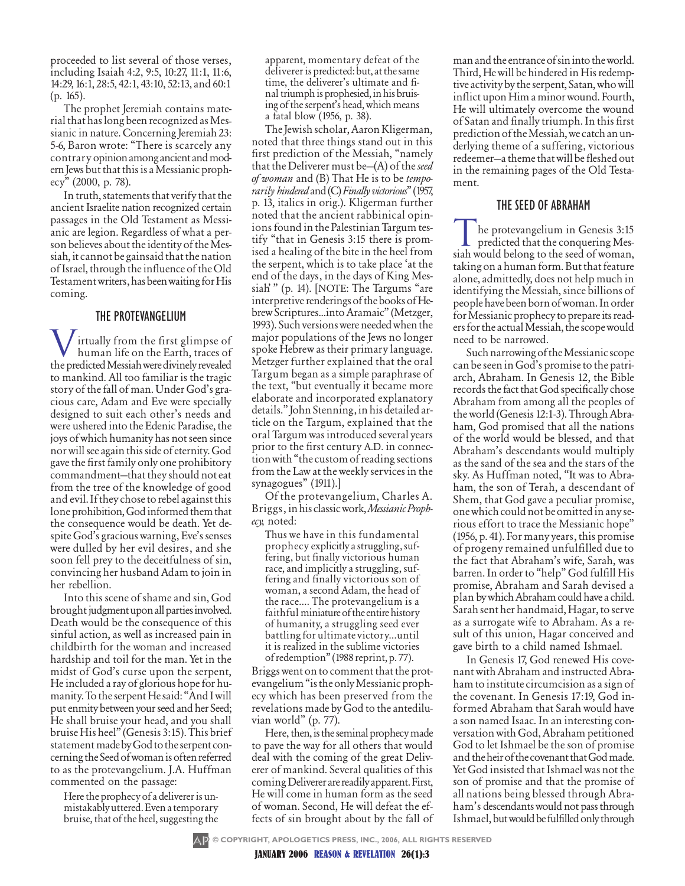proceeded to list several of those verses, including Isaiah 4:2, 9:5, 10:27, 11:1, 11:6, 14:29, 16:1, 28:5, 42:1, 43:10, 52:13, and 60:1 (p. 165).

The prophet Jeremiah contains material that has long been recognized as Messianic in nature. Concerning Jeremiah 23:5-6, Baron wrote: "There is scarcely any contrary opinion among ancient and modern Jews but that this is a Messianic prophecy" (2000, p. 78).

In truth, statements that verify that the ancient Israelite nation recognized certain passages in the Old Testament as Messianic are legion. Regardless of what a person believes about the identity of the Messiah, it cannot be gainsaid that the nation of Israel, through the influence of the Old Testament writers, has been waiting for His coming.

## THE PROTEVANGELIUM

Virtually from the first glimpse of human life on the Earth, traces of the predicted Messiah were divinely revealed to mankind. All too familiar is the tragic story of the fall of man. Under God's gracious care, Adam and Eve were specially designed to suit each other's needs and were ushered into the Edenic Paradise, the joys of which humanity has not seen since nor will see again this side of eternity. God gave the first family only one prohibitory commandment—that they should not eat from the tree of the knowledge of good and evil. If they chose to rebel against this lone prohibition, God informed them that the consequence would be death. Yet despite God's gracious warning, Eve's senses were dulled by her evil desires, and she soon fell prey to the deceitfulness of sin, convincing her husband Adam to join in her rebellion.

Into this scene of shame and sin, God brought judgment upon all parties involved. Death would be the consequence of this sinful action, as well as increased pain in childbirth for the woman and increased hardship and toil for the man. Yet in the midst of God's curse upon the serpent, He included a ray of glorious hope for humanity. To the serpent He said: "And I will put enmity between your seed and her Seed; He shall bruise your head, and you shall bruise His heel" (Genesis 3:15). This brief statement made by God to the serpent concerning the Seed of woman is often referred to as the protevangelium. J.A. Huffman commented on the passage:

> Here the prophecy of a deliverer is unmistakably uttered. Even a temporary bruise, that of the heel, suggesting the apparent, momentary defeat of the deliverer is predicted: but, at the same time, the deliverer's ultimate and final triumph is prophesied, in his bruising of the serpent's head, which means a fatal blow (1956, p. 38).

The Jewish scholar, Aaron Kligerman, noted that three things stand out in this first prediction of the Messiah, "namely that the Deliverer must be—(A) of the *seed of woman* and (B) That He is to be *temporarily hindered* and (C) *Finally victorious*" (1957, p. 13, italics in orig.). Kligerman further noted that the ancient rabbinical opinions found in the Palestinian Targum testify "that in Genesis 3:15 there is promised a healing of the bite in the heel from the serpent, which is to take place 'at the end of the days, in the days of King Messiah' " (p. 14). [NOTE: The Targums "are interpretive renderings of the books of Hebrew Scriptures...into Aramaic" (Metzger, 1993). Such versions were needed when the major populations of the Jews no longer spoke Hebrew as their primary language. Metzger further explained that the oral Targum began as a simple paraphrase of the text, "but eventually it became more elaborate and incorporated explanatory details." John Stenning, in his detailed article on the Targum, explained that the oral Targum was introduced several years prior to the first century A.D. in connection with "the custom of reading sections from the Law at the weekly services in the synagogues" (1911).]

Of the protevangelium, Charles A. Briggs, in his classic work, *Messianic Prophecy*, noted:

> Thus we have in this fundamental prophecy explicitly a struggling, suffering, but finally victorious human race, and implicitly a struggling, suffering and finally victorious son of woman, a second Adam, the head of the race.... The protevangelium is a faithful miniature of the entire history of humanity, a struggling seed ever battling for ultimate victory...until it is realized in the sublime victories of redemption" (1988 reprint, p. 77).

Briggs went on to comment that the protevangelium "is the only Messianic prophecy which has been preserved from the revelations made by God to the antediluvian world" (p. 77).

Here, then, is the seminal prophecy made to pave the way for all others that would deal with the coming of the great Deliverer of mankind. Several qualities of this coming Deliverer are readily apparent. First, He will come in human form as the seed of woman. Second, He will defeat the effects of sin brought about by the fall of man and the entrance of sin into the world. Third, He will be hindered in His redemptive activity by the serpent, Satan, who will inflict upon Him a minor wound. Fourth, He will ultimately overcome the wound of Satan and finally triumph. In this first prediction of the Messiah, we catch an underlying theme of a suffering, victorious redeemer—a theme that will be fleshed out in the remaining pages of the Old Testament.

## THE SEED OF ABRAHAM

The protevangelium in Genesis 3:15 predicted that the conquering Messiah would belong to the seed of woman, taking on a human form. But that feature alone, admittedly, does not help much in identifying the Messiah, since billions of people have been born of woman. In order for Messianic prophecy to prepare its readers for the actual Messiah, the scope would need to be narrowed.

Such narrowing of the Messianic scope can be seen in God's promise to the patriarch, Abraham. In Genesis 12, the Bible records the fact that God specifically chose Abraham from among all the peoples of the world (Genesis 12:1-3). Through Abraham, God promised that all the nations of the world would be blessed, and that Abraham's descendants would multiply as the sand of the sea and the stars of the sky. As Huffman noted, "It was to Abraham, the son of Terah, a descendant of Shem, that God gave a peculiar promise, one which could not be omitted in any serious effort to trace the Messianic hope" (1956, p. 41). For many years, this promise of progeny remained unfulfilled due to the fact that Abraham's wife, Sarah, was barren. In order to "help" God fulfill His promise, Abraham and Sarah devised a plan by which Abraham could have a child. Sarah sent her handmaid, Hagar, to serve as a surrogate wife to Abraham. As a result of this union, Hagar conceived and gave birth to a child named Ishmael.

In Genesis 17, God renewed His covenant with Abraham and instructed Abraham to institute circumcision as a sign of the covenant. In Genesis 17:19, God informed Abraham that Sarah would have a son named Isaac. In an interesting conversation with God, Abraham petitioned God to let Ishmael be the son of promise and the heir of the covenant that God made. Yet God insisted that Ishmael was not the son of promise and that the promise of all nations being blessed through Abraham's descendants would not pass through Ishmael, but would be fulfilled only through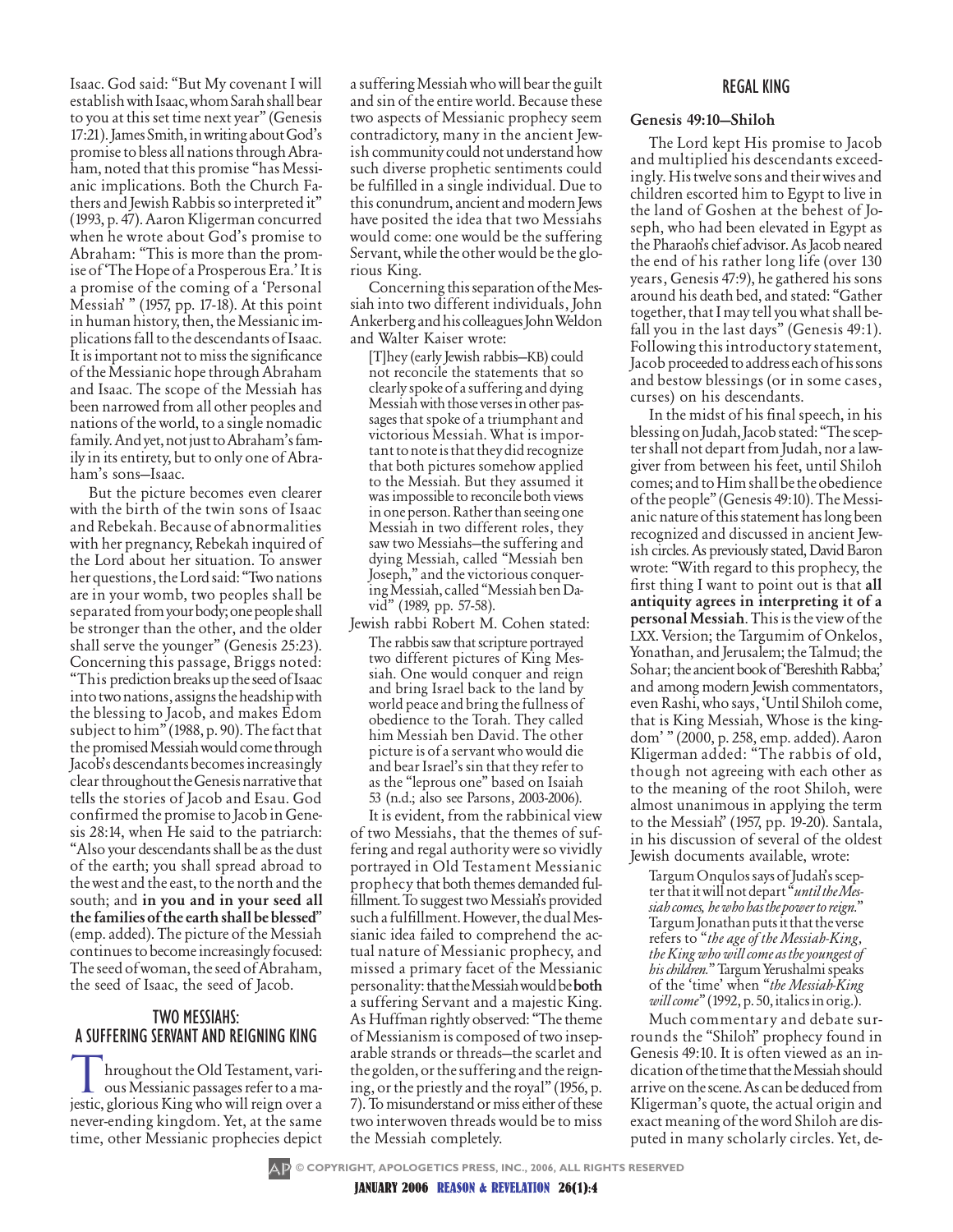Isaac. God said: "But My covenant I will establish with Isaac, whom Sarah shall bear to you at this set time next year" (Genesis 17:21). James Smith, in writing about God's promise to bless all nations through Abraham, noted that this promise "has Messianic implications. Both the Church Fathers and Jewish Rabbis so interpreted it" (1993, p. 47). Aaron Kligerman concurred when he wrote about God's promise to Abraham: "This is more than the promise of 'The Hope of a Prosperous Era.' It is a promise of the coming of a 'Personal Messiah' " (1957, pp. 17-18). At this point in human history, then, the Messianic implications fall to the descendants of Isaac. It is important not to miss the significance of the Messianic hope through Abraham and Isaac. The scope of the Messiah has been narrowed from all other peoples and nations of the world, to a single nomadic family. And yet, not just to Abraham's family in its entirety, but to only one of Abraham's sons—Isaac.

But the picture becomes even clearer with the birth of the twin sons of Isaac and Rebekah. Because of abnormalities with her pregnancy, Rebekah inquired of the Lord about her situation. To answer her questions, the Lord said: "Two nations are in your womb, two peoples shall be separated from your body; one people shall be stronger than the other, and the older shall serve the younger" (Genesis 25:23). Concerning this passage, Briggs noted: "This prediction breaks up the seed of Isaac into two nations, assigns the headship with the blessing to Jacob, and makes Edom subject to him" (1988, p. 90). The fact that the promised Messiah would come through Jacob's descendants becomes increasingly clear throughout the Genesis narrative that tells the stories of Jacob and Esau. God confirmed the promise to Jacob in Genesis 28:14, when He said to the patriarch: "Also your descendants shall be as the dust of the earth; you shall spread abroad to the west and the east, to the north and the south; and **in you and in your seed all the families of the earth shall be blessed**" (emp. added). The picture of the Messiah continues to become increasingly focused: The seed of woman, the seed of Abraham, the seed of Isaac, the seed of Jacob.

## TWO MESSIAHS: A SUFFERING SERVANT AND REIGNING KING

Throughout the Old Testament, various Messianic passages refer to a majestic, glorious King who will reign over a never-ending kingdom. Yet, at the same time, other Messianic prophecies depict a suffering Messiah who will bear the guilt and sin of the entire world. Because these two aspects of Messianic prophecy seem contradictory, many in the ancient Jewish community could not understand how such diverse prophetic sentiments could be fulfilled in a single individual. Due to this conundrum, ancient and modern Jews have posited the idea that two Messiahs would come: one would be the suffering Servant, while the other would be the glorious King.

Concerning this separation of the Messiah into two different individuals, John Ankerberg and his colleagues John Weldon and Walter Kaiser wrote:

> [T]hey (early Jewish rabbis—KB) could not reconcile the statements that so clearly spoke of a suffering and dying Messiah with those verses in other passages that spoke of a triumphant and victorious Messiah. What is important to note is that they did recognize that both pictures somehow applied to the Messiah. But they assumed it was impossible to reconcile both views in one person. Rather than seeing one Messiah in two different roles, they saw two Messiahs—the suffering and dying Messiah, called "Messiah ben Joseph," and the victorious conquering Messiah, called "Messiah ben David" (1989, pp. 57-58).

Jewish rabbi Robert M. Cohen stated:

> The rabbis saw that scripture portrayed two different pictures of King Messiah. One would conquer and reign and bring Israel back to the land by world peace and bring the fullness of obedience to the Torah. They called him Messiah ben David. The other picture is of a servant who would die and bear Israel's sin that they refer to as the "leprous one" based on Isaiah 53 (n.d.; also see Parsons, 2003-2006).

It is evident, from the rabbinical view of two Messiahs, that the themes of suffering and regal authority were so vividly portrayed in Old Testament Messianic prophecy that both themes demanded fulfillment. To suggest two Messiah's provided such a fulfillment. However, the dual Messianic idea failed to comprehend the actual nature of Messianic prophecy, and missed a primary facet of the Messianic personality: that the Messiah would be **both** a suffering Servant and a majestic King. As Huffman rightly observed: "The theme of Messianism is composed of two inseparable strands or threads—the scarlet and the golden, or the suffering and the reigning, or the priestly and the royal" (1956, p. 7). To misunderstand or miss either of these two interwoven threads would be to miss the Messiah completely.

## REGAL KING

### Genesis 49:10—Shiloh

The Lord kept His promise to Jacob and multiplied his descendants exceedingly. His twelve sons and their wives and children escorted him to Egypt to live in the land of Goshen at the behest of Joseph, who had been elevated in Egypt as the Pharaoh's chief advisor. As Jacob neared the end of his rather long life (over 130 years, Genesis 47:9), he gathered his sons around his death bed, and stated: "Gather together, that I may tell you what shall befall you in the last days" (Genesis 49:1). Following this introductory statement, Jacob proceeded to address each of his sons and bestow blessings (or in some cases, curses) on his descendants.

In the midst of his final speech, in his blessing on Judah, Jacob stated: "The scepter shall not depart from Judah, nor a lawgiver from between his feet, until Shiloh comes; and to Him shall be the obedience of the people" (Genesis 49:10). The Messianic nature of this statement has long been recognized and discussed in ancient Jewish circles. As previously stated, David Baron wrote: "With regard to this prophecy, the first thing I want to point out is that **all antiquity agrees in interpreting it of a personal Messiah**. This is the view of the LXX. Version; the Targumim of Onkelos, Yonathan, and Jerusalem; the Talmud; the Sohar; the ancient book of 'Bereshith Rabba;' and among modern Jewish commentators, even Rashi, who says, 'Until Shiloh come, that is King Messiah, Whose is the kingdom' " (2000, p. 258, emp. added). Aaron Kligerman added: "The rabbis of old, though not agreeing with each other as to the meaning of the root Shiloh, were almost unanimous in applying the term to the Messiah" (1957, pp. 19-20). Santala, in his discussion of several of the oldest Jewish documents available, wrote:

> Targum Onqulos says of Judah's scepter that it will not depart "*until the Messiah comes, he who has the power to reign.*" Targum Jonathan puts it that the verse refers to "*the age of the Messiah-King, the King who will come as the youngest of his children.*" Targum Yerushalmi speaks of the 'time' when "*the Messiah-King will come*" (1992, p. 50, italics in orig.).

Much commentary and debate surrounds the "Shiloh" prophecy found in Genesis 49:10. It is often viewed as an indication of the time that the Messiah should arrive on the scene. As can be deduced from Kligerman's quote, the actual origin and exact meaning of the word Shiloh are disputed in many scholarly circles. Yet, de-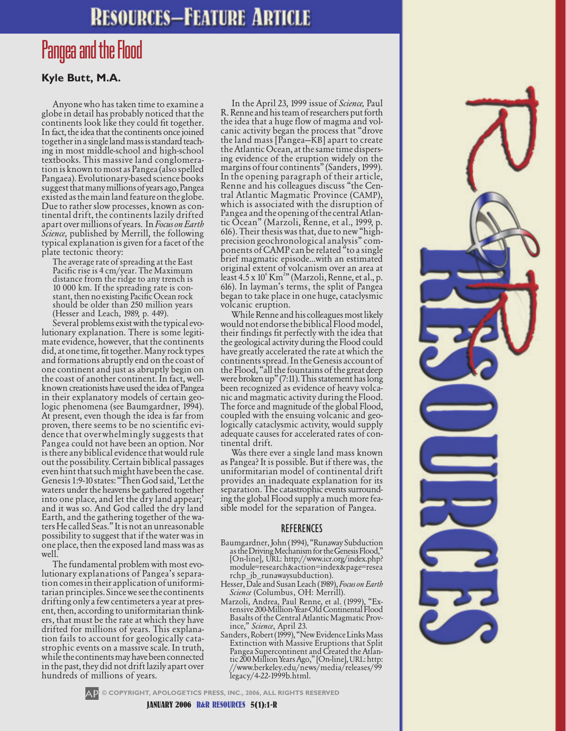# Pangea and the Flood

**Kyle Butt, M.A.**

Anyone who has taken time to examine a globe in detail has probably noticed that the continents look like they could fit together. In fact, the idea that the continents once joined together in a single land mass is standard teaching in most middle-school and high-school textbooks. This massive land conglomeration is known to most as Pangea (also spelled Pangaea). Evolutionary-based science books suggest that many millions of years ago, Pangea existed as the main land feature on the globe. Due to rather slow processes, known as continental drift, the continents lazily drifted apart over millions of years. In *Focus on Earth Science,* published by Merrill, the following typical explanation is given for a facet of the plate tectonic theory:

> The average rate of spreading at the East Pacific rise is 4 cm/year. The Maximum distance from the ridge to any trench is 10 000 km. If the spreading rate is constant, then no existing Pacific Ocean rock should be older than 250 million years (Hesser and Leach, 1989, p. 449).

Several problems exist with the typical evolutionary explanation. There is some legitimate evidence, however, that the continents did, at one time, fit together. Many rock types and formations abruptly end on the coast of one continent and just as abruptly begin on the coast of another continent. In fact, well-known creationists have used the idea of Pangea in their explanatory models of certain geologic phenomena (see Baumgardner, 1994). At present, even though the idea is far from proven, there seems to be no scientific evidence that overwhelmingly suggests that Pangea could not have been an option. Nor is there any biblical evidence that would rule out the possibility. Certain biblical passages even hint that such might have been the case. Genesis 1:9-10 states: "Then God said, 'Let the waters under the heavens be gathered together into one place, and let the dry land appear;' and it was so. And God called the dry land Earth, and the gathering together of the waters He called Seas." It is not an unreasonable possibility to suggest that if the water was in one place, then the exposed land mass was as well.

The fundamental problem with most evolutionary explanations of Pangea's separation comes in their application of uniformitarian principles. Since we see the continents drifting only a few centimeters a year at present, then, according to uniformitarian thinkers, that must be the rate at which they have drifted for millions of years. This explanation fails to account for geologically catastrophic events on a massive scale. In truth, while the continents may have been connected in the past, they did not drift lazily apart over hundreds of millions of years.

In the April 23, 1999 issue of *Science,* Paul R. Renne and his team of researchers put forth the idea that a huge flow of magma and volcanic activity began the process that "drove the land mass [Pangea—KB] apart to create the Atlantic Ocean, at the same time dispersing evidence of the eruption widely on the margins of four continents" (Sanders, 1999). In the opening paragraph of their article, Renne and his colleagues discuss "the Central Atlantic Magmatic Province (CAMP), which is associated with the disruption of Pangea and the opening of the central Atlantic Ocean" (Marzoli, Renne, et al., 1999, p. 616). Their thesis was that, due to new "high-precision geochronological analysis" components of CAMP can be related "to a single brief magmatic episode...with an estimated original extent of volcanism over an area at least $4.5 \times 10^6$ Km$^2$" (Marzoli, Renne, et al., p. 616). In layman's terms, the split of Pangea began to take place in one huge, cataclysmic volcanic eruption.

While Renne and his colleagues most likely would not endorse the biblical Flood model, their findings fit perfectly with the idea that the geological activity during the Flood could have greatly accelerated the rate at which the continents spread. In the Genesis account of the Flood, "all the fountains of the great deep were broken up" (7:11). This statement has long been recognized as evidence of heavy volcanic and magmatic activity during the Flood. The force and magnitude of the global Flood, coupled with the ensuing volcanic and geologically cataclysmic activity, would supply adequate causes for accelerated rates of continental drift.

Was there ever a single land mass known as Pangea? It is possible. But if there was, the uniformitarian model of continental drift provides an inadequate explanation for its separation. The catastrophic events surrounding the global Flood supply a much more feasible model for the separation of Pangea.

## REFERENCES

Baumgardner, John (1994), "Runaway Subduction as the Driving Mechanism for the Genesis Flood," [On-line], URL: http://www.icr.org/index.php?module=research&action=index&page=researchp_jb_runawaysubduction).

Hesser, Dale and Susan Leach (1989), *Focus on Earth Science* (Columbus, OH: Merrill).

Marzoli, Andrea, Paul Renne, et al. (1999), "Extensive 200-Million-Year-Old Continental Flood Basalts of the Central Atlantic Magmatic Province," *Science*, April 23.

Sanders, Robert (1999), "New Evidence Links Mass Extinction with Massive Eruptions that Split Pangea Supercontinent and Created the Atlantic 200 Million Years Ago," [On-line], URL: http://www.berkeley.edu/news/media/releases/99legacy/4-22-1999b.html.

© COPYRIGHT, APOLOGETICS PRESS, INC., 2006, ALL RIGHTS RESERVED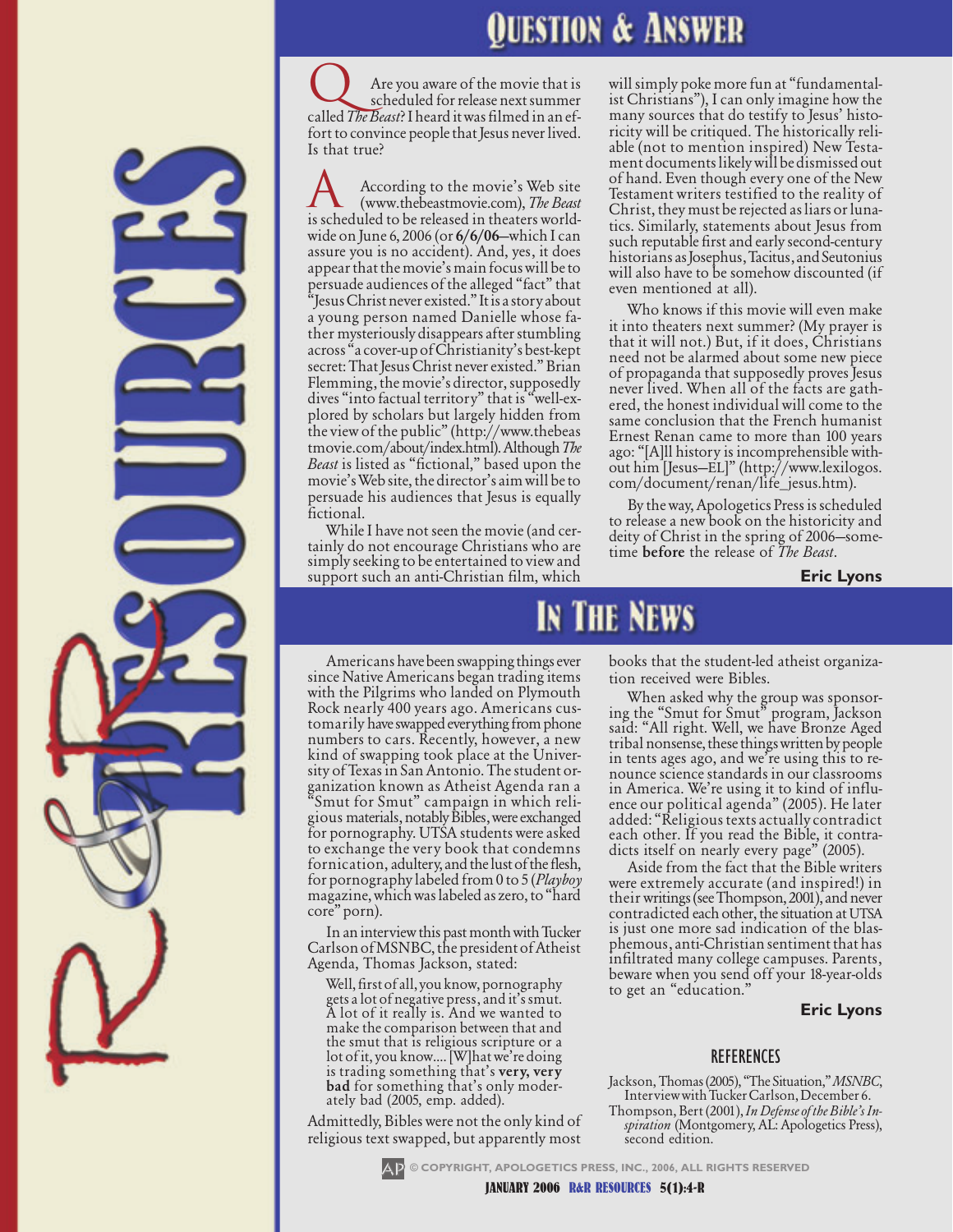# QUESTION & ANSWER

**Q** Are you aware of the movie that is scheduled for release next summer called *The Beast*? I heard it was filmed in an effort to convince people that Jesus never lived. Is that true?

**A** According to the movie's Web site (www.thebeastmovie.com), *The Beast* is scheduled to be released in theaters worldwide on June 6, 2006 (or **6/6/06**—which I can assure you is no accident). And, yes, it does appear that the movie's main focus will be to persuade audiences of the alleged "fact" that "Jesus Christ never existed." It is a story about a young person named Danielle whose father mysteriously disappears after stumbling across "a cover-up of Christianity's best-kept secret: That Jesus Christ never existed." Brian Flemming, the movie's director, supposedly dives "into factual territory" that is "well-explored by scholars but largely hidden from the view of the public" (http://www.thebeastmovie.com/about/index.html). Although *The Beast* is listed as "fictional," based upon the movie's Web site, the director's aim will be to persuade his audiences that Jesus is equally fictional.

While I have not seen the movie (and certainly do not encourage Christians who are simply seeking to be entertained to view and support such an anti-Christian film, which will simply poke more fun at "fundamentalist Christians"), I can only imagine how the many sources that do testify to Jesus' historicity will be critiqued. The historically reliable (not to mention inspired) New Testament documents likely will be dismissed out of hand. Even though every one of the New Testament writers testified to the reality of Christ, they must be rejected as liars or lunatics. Similarly, statements about Jesus from such reputable first and early second-century historians as Josephus, Tacitus, and Seutonius will also have to be somehow discounted (if even mentioned at all).

Who knows if this movie will even make it into theaters next summer? (My prayer is that it will not.) But, if it does, Christians need not be alarmed about some new piece of propaganda that supposedly proves Jesus never lived. When all of the facts are gathered, the honest individual will come to the same conclusion that the French humanist Ernest Renan came to more than 100 years ago: "[A]ll history is incomprehensible without him [Jesus—EL]" (http://www.lexilogos.com/document/renan/life_jesus.htm).

By the way, Apologetics Press is scheduled to release a new book on the historicity and deity of Christ in the spring of 2006—sometime **before** the release of *The Beast*.

**Eric Lyons**

# IN THE NEWS

Americans have been swapping things ever since Native Americans began trading items with the Pilgrims who landed on Plymouth Rock nearly 400 years ago. Americans customarily have swapped everything from phone numbers to cars. Recently, however, a new kind of swapping took place at the University of Texas in San Antonio. The student organization known as Atheist Agenda ran a "Smut for Smut" campaign in which religious materials, notably Bibles, were exchanged for pornography. UTSA students were asked to exchange the very book that condemns fornication, adultery, and the lust of the flesh, for pornography labeled from 0 to 5 (*Playboy* magazine, which was labeled as zero, to "hard core" porn).

In an interview this past month with Tucker Carlson of MSNBC, the president of Atheist Agenda, Thomas Jackson, stated:

> Well, first of all, you know, pornography gets a lot of negative press, and it's smut. A lot of it really is. And we wanted to make the comparison between that and the smut that is religious scripture or a lot of it, you know.... [W]hat we're doing is trading something that's **very, very bad** for something that's only moderately bad (2005, emp. added).

Admittedly, Bibles were not the only kind of religious text swapped, but apparently most books that the student-led atheist organization received were Bibles.

When asked why the group was sponsoring the "Smut for Smut" program, Jackson said: "All right. Well, we have Bronze Aged tribal nonsense, these things written by people in tents ages ago, and we're using this to renounce science standards in our classrooms in America. We're using it to kind of influence our political agenda" (2005). He later added: "Religious texts actually contradict each other. If you read the Bible, it contradicts itself on nearly every page" (2005).

Aside from the fact that the Bible writers were extremely accurate (and inspired!) in their writings (see Thompson, 2001), and never contradicted each other, the situation at UTSA is just one more sad indication of the blasphemous, anti-Christian sentiment that has infiltrated many college campuses. Parents, beware when you send off your 18-year-olds to get an "education."

**Eric Lyons**

## REFERENCES

Jackson, Thomas (2005), "The Situation," *MSNBC*, Interview with Tucker Carlson, December 6.

Thompson, Bert (2001), *In Defense of the Bible's Inspiration* (Montgomery, AL: Apologetics Press), second edition.

© COPYRIGHT, APOLOGETICS PRESS, INC., 2006, ALL RIGHTS RESERVED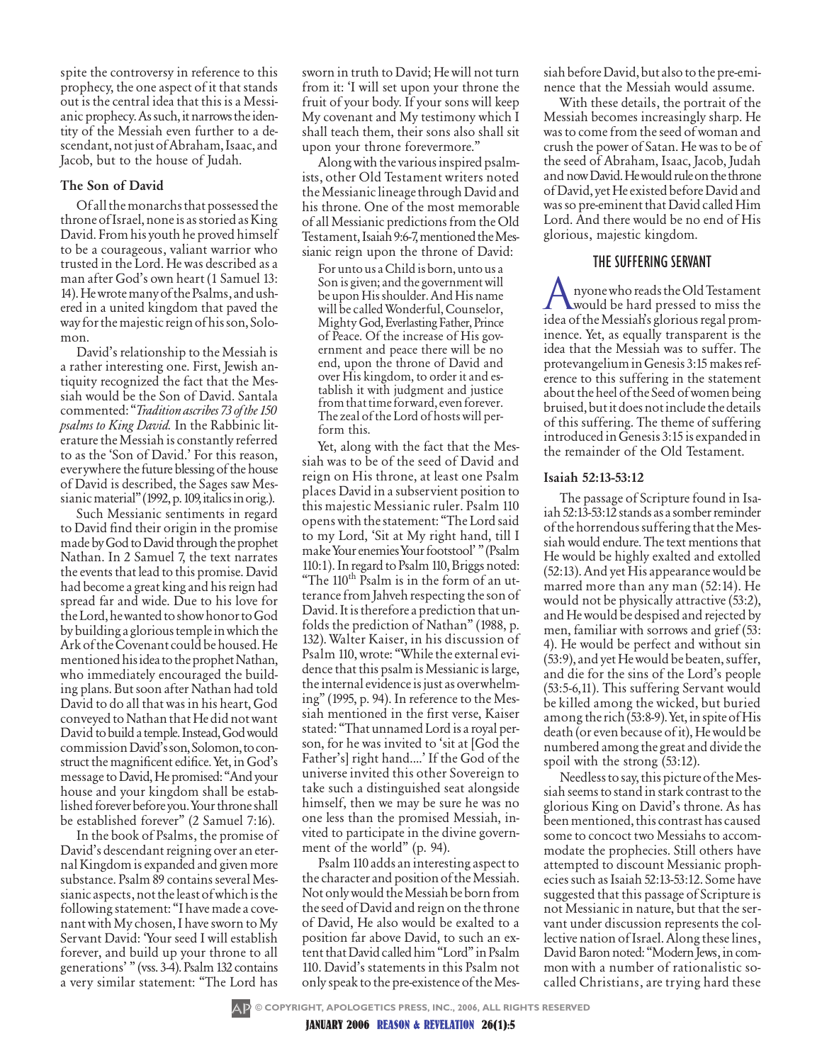spite the controversy in reference to this prophecy, the one aspect of it that stands out is the central idea that this is a Messianic prophecy. As such, it narrows the identity of the Messiah even further to a descendant, not just of Abraham, Isaac, and Jacob, but to the house of Judah.

### The Son of David

Of all the monarchs that possessed the throne of Israel, none is as storied as King David. From his youth he proved himself to be a courageous, valiant warrior who trusted in the Lord. He was described as a man after God's own heart (1 Samuel 13:14). He wrote many of the Psalms, and ushered in a united kingdom that paved the way for the majestic reign of his son, Solomon.

David's relationship to the Messiah is a rather interesting one. First, Jewish antiquity recognized the fact that the Messiah would be the Son of David. Santala commented: "*Tradition ascribes 73 of the 150 psalms to King David.* In the Rabbinic literature the Messiah is constantly referred to as the 'Son of David.' For this reason, everywhere the future blessing of the house of David is described, the Sages saw Messianic material" (1992, p. 109, italics in orig.).

Such Messianic sentiments in regard to David find their origin in the promise made by God to David through the prophet Nathan. In 2 Samuel 7, the text narrates the events that lead to this promise. David had become a great king and his reign had spread far and wide. Due to his love for the Lord, he wanted to show honor to God by building a glorious temple in which the Ark of the Covenant could be housed. He mentioned his idea to the prophet Nathan, who immediately encouraged the building plans. But soon after Nathan had told David to do all that was in his heart, God conveyed to Nathan that He did not want David to build a temple. Instead, God would commission David's son, Solomon, to construct the magnificent edifice. Yet, in God's message to David, He promised: "And your house and your kingdom shall be established forever before you. Your throne shall be established forever" (2 Samuel 7:16).

In the book of Psalms, the promise of David's descendant reigning over an eternal Kingdom is expanded and given more substance. Psalm 89 contains several Messianic aspects, not the least of which is the following statement: "I have made a covenant with My chosen, I have sworn to My Servant David: 'Your seed I will establish forever, and build up your throne to all generations' " (vss. 3-4). Psalm 132 contains a very similar statement: "The Lord has sworn in truth to David; He will not turn from it: 'I will set upon your throne the fruit of your body. If your sons will keep My covenant and My testimony which I shall teach them, their sons also shall sit upon your throne forevermore."

Along with the various inspired psalmists, other Old Testament writers noted the Messianic lineage through David and his throne. One of the most memorable of all Messianic predictions from the Old Testament, Isaiah 9:6-7, mentioned the Messianic reign upon the throne of David:

> For unto us a Child is born, unto us a Son is given; and the government will be upon His shoulder. And His name will be called Wonderful, Counselor, Mighty God, Everlasting Father, Prince of Peace. Of the increase of His government and peace there will be no end, upon the throne of David and over His kingdom, to order it and establish it with judgment and justice from that time forward, even forever. The zeal of the Lord of hosts will perform this.

Yet, along with the fact that the Messiah was to be of the seed of David and reign on His throne, at least one Psalm places David in a subservient position to this majestic Messianic ruler. Psalm 110 opens with the statement: "The Lord said to my Lord, 'Sit at My right hand, till I make Your enemies Your footstool' " (Psalm 110:1). In regard to Psalm 110, Briggs noted: "The 110th Psalm is in the form of an utterance from Jahveh respecting the son of David. It is therefore a prediction that unfolds the prediction of Nathan" (1988, p. 132). Walter Kaiser, in his discussion of Psalm 110, wrote: "While the external evidence that this psalm is Messianic is large, the internal evidence is just as overwhelming" (1995, p. 94). In reference to the Messiah mentioned in the first verse, Kaiser stated: "That unnamed Lord is a royal person, for he was invited to 'sit at [God the Father's] right hand....' If the God of the universe invited this other Sovereign to take such a distinguished seat alongside himself, then we may be sure he was no one less than the promised Messiah, invited to participate in the divine government of the world" (p. 94).

Psalm 110 adds an interesting aspect to the character and position of the Messiah. Not only would the Messiah be born from the seed of David and reign on the throne of David, He also would be exalted to a position far above David, to such an extent that David called him "Lord" in Psalm 110. David's statements in this Psalm not only speak to the pre-existence of the Messiah before David, but also to the pre-eminence that the Messiah would assume.

With these details, the portrait of the Messiah becomes increasingly sharp. He was to come from the seed of woman and crush the power of Satan. He was to be of the seed of Abraham, Isaac, Jacob, Judah and now David. He would rule on the throne of David, yet He existed before David and was so pre-eminent that David called Him Lord. And there would be no end of His glorious, majestic kingdom.

## THE SUFFERING SERVANT

Anyone who reads the Old Testament would be hard pressed to miss the idea of the Messiah's glorious regal prominence. Yet, as equally transparent is the idea that the Messiah was to suffer. The protevangelium in Genesis 3:15 makes reference to this suffering in the statement about the heel of the Seed of women being bruised, but it does not include the details of this suffering. The theme of suffering introduced in Genesis 3:15 is expanded in the remainder of the Old Testament.

### Isaiah 52:13-53:12

The passage of Scripture found in Isaiah 52:13-53:12 stands as a somber reminder of the horrendous suffering that the Messiah would endure. The text mentions that He would be highly exalted and extolled (52:13). And yet His appearance would be marred more than any man (52:14). He would not be physically attractive (53:2), and He would be despised and rejected by men, familiar with sorrows and grief (53:4). He would be perfect and without sin (53:9), and yet He would be beaten, suffer, and die for the sins of the Lord's people (53:5-6,11). This suffering Servant would be killed among the wicked, but buried among the rich (53:8-9). Yet, in spite of His death (or even because of it), He would be numbered among the great and divide the spoil with the strong (53:12).

Needless to say, this picture of the Messiah seems to stand in stark contrast to the glorious King on David's throne. As has been mentioned, this contrast has caused some to concoct two Messiahs to accommodate the prophecies. Still others have attempted to discount Messianic prophecies such as Isaiah 52:13-53:12. Some have suggested that this passage of Scripture is not Messianic in nature, but that the servant under discussion represents the collective nation of Israel. Along these lines, David Baron noted: "Modern Jews, in common with a number of rationalistic so-called Christians, are trying hard these

© COPYRIGHT, APOLOGETICS PRESS, INC., 2006, ALL RIGHTS RESERVED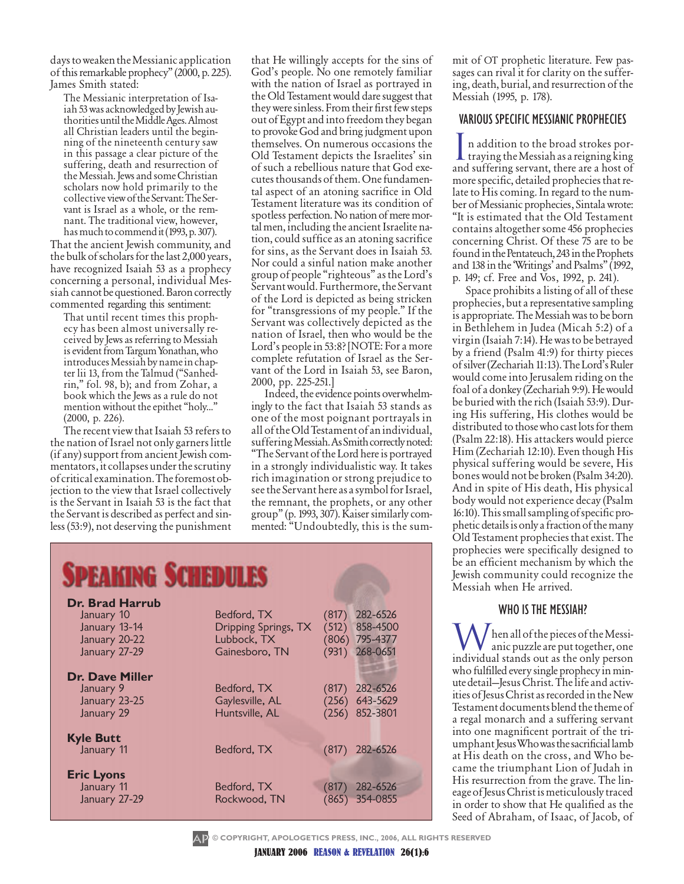days to weaken the Messianic application of this remarkable prophecy" (2000, p. 225). James Smith stated:

> The Messianic interpretation of Isaiah 53 was acknowledged by Jewish authorities until the Middle Ages. Almost all Christian leaders until the beginning of the nineteenth century saw in this passage a clear picture of the suffering, death and resurrection of the Messiah. Jews and some Christian scholars now hold primarily to the collective view of the Servant: The Servant is Israel as a whole, or the remnant. The traditional view, however, has much to commend it (1993, p. 307).

That the ancient Jewish community, and the bulk of scholars for the last 2,000 years, have recognized Isaiah 53 as a prophecy concerning a personal, individual Messiah cannot be questioned. Baron correctly commented regarding this sentiment:

> That until recent times this prophecy has been almost universally received by Jews as referring to Messiah is evident from Targum Yonathan, who introduces Messiah by name in chapter lii 13, from the Talmud ("Sanhedrin," fol. 98, b); and from Zohar, a book which the Jews as a rule do not mention without the epithet "holy..." (2000, p. 226).

The recent view that Isaiah 53 refers to the nation of Israel not only garners little (if any) support from ancient Jewish commentators, it collapses under the scrutiny of critical examination. The foremost objection to the view that Israel collectively is the Servant in Isaiah 53 is the fact that the Servant is described as perfect and sinless (53:9), not deserving the punishment that He willingly accepts for the sins of God's people. No one remotely familiar with the nation of Israel as portrayed in the Old Testament would dare suggest that they were sinless. From their first few steps out of Egypt and into freedom they began to provoke God and bring judgment upon themselves. On numerous occasions the Old Testament depicts the Israelites' sin of such a rebellious nature that God executes thousands of them. One fundamental aspect of an atoning sacrifice in Old Testament literature was its condition of spotless perfection. No nation of mere mortal men, including the ancient Israelite nation, could suffice as an atoning sacrifice for sins, as the Servant does in Isaiah 53. Nor could a sinful nation make another group of people "righteous" as the Lord's Servant would. Furthermore, the Servant of the Lord is depicted as being stricken for "transgressions of my people." If the Servant was collectively depicted as the nation of Israel, then who would be the Lord's people in 53:8? [NOTE: For a more complete refutation of Israel as the Servant of the Lord in Isaiah 53, see Baron, 2000, pp. 225-251.]

Indeed, the evidence points overwhelmingly to the fact that Isaiah 53 stands as one of the most poignant portrayals in all of the Old Testament of an individual, suffering Messiah. As Smith correctly noted: "The Servant of the Lord here is portrayed in a strongly individualistic way. It takes rich imagination or strong prejudice to see the Servant here as a symbol for Israel, the remnant, the prophets, or any other group" (p. 1993, 307). Kaiser similarly commented: "Undoubtedly, this is the summit of OT prophetic literature. Few passages can rival it for clarity on the suffering, death, burial, and resurrection of the Messiah (1995, p. 178).

## VARIOUS SPECIFIC MESSIANIC PROPHECIES

In addition to the broad strokes portraying the Messiah as a reigning king and suffering servant, there are a host of more specific, detailed prophecies that relate to His coming. In regard to the number of Messianic prophecies, Sintala wrote: "It is estimated that the Old Testament contains altogether some 456 prophecies concerning Christ. Of these 75 are to be found in the Pentateuch, 243 in the Prophets and 138 in the 'Writings' and Psalms" (1992, p. 149; cf. Free and Vos, 1992, p. 241).

Space prohibits a listing of all of these prophecies, but a representative sampling is appropriate. The Messiah was to be born in Bethlehem in Judea (Micah 5:2) of a virgin (Isaiah 7:14). He was to be betrayed by a friend (Psalm 41:9) for thirty pieces of silver (Zechariah 11:13). The Lord's Ruler would come into Jerusalem riding on the foal of a donkey (Zechariah 9:9). He would be buried with the rich (Isaiah 53:9). During His suffering, His clothes would be distributed to those who cast lots for them (Psalm 22:18). His attackers would pierce Him (Zechariah 12:10). Even though His physical suffering would be severe, His bones would not be broken (Psalm 34:20). And in spite of His death, His physical body would not experience decay (Psalm 16:10). This small sampling of specific prophetic details is only a fraction of the many Old Testament prophecies that exist. The prophecies were specifically designed to be an efficient mechanism by which the Jewish community could recognize the Messiah when He arrived.

## WHO IS THE MESSIAH?

When all of the pieces of the Messianic puzzle are put together, one individual stands out as the only person who fulfilled every single prophecy in minute detail—Jesus Christ. The life and activities of Jesus Christ as recorded in the New Testament documents blend the theme of a regal monarch and a suffering servant into one magnificent portrait of the triumphant Jesus Who was the sacrificial lamb at His death on the cross, and Who became the triumphant Lion of Judah in His resurrection from the grave. The lineage of Jesus Christ is meticulously traced in order to show that He qualified as the Seed of Abraham, of Isaac, of Jacob, of

## SPEAKING SCHEDULES

| | | |
|---|---|---|
| **Dr. Brad Harrub** | | |
| January 10 | Bedford, TX | (817) 282-6526 |
| January 13-14 | Dripping Springs, TX | (512) 858-4500 |
| January 20-22 | Lubbock, TX | (806) 795-4377 |
| January 27-29 | Gainesboro, TN | (931) 268-0651 |
| **Dr. Dave Miller** | | |
| January 9 | Bedford, TX | (817) 282-6526 |
| January 23-25 | Gaylesville, AL | (256) 643-5629 |
| January 29 | Huntsville, AL | (256) 852-3801 |
| **Kyle Butt** | | |
| January 11 | Bedford, TX | (817) 282-6526 |
| **Eric Lyons** | | |
| January 11 | Bedford, TX | (817) 282-6526 |
| January 27-29 | Rockwood, TN | (865) 354-0855 |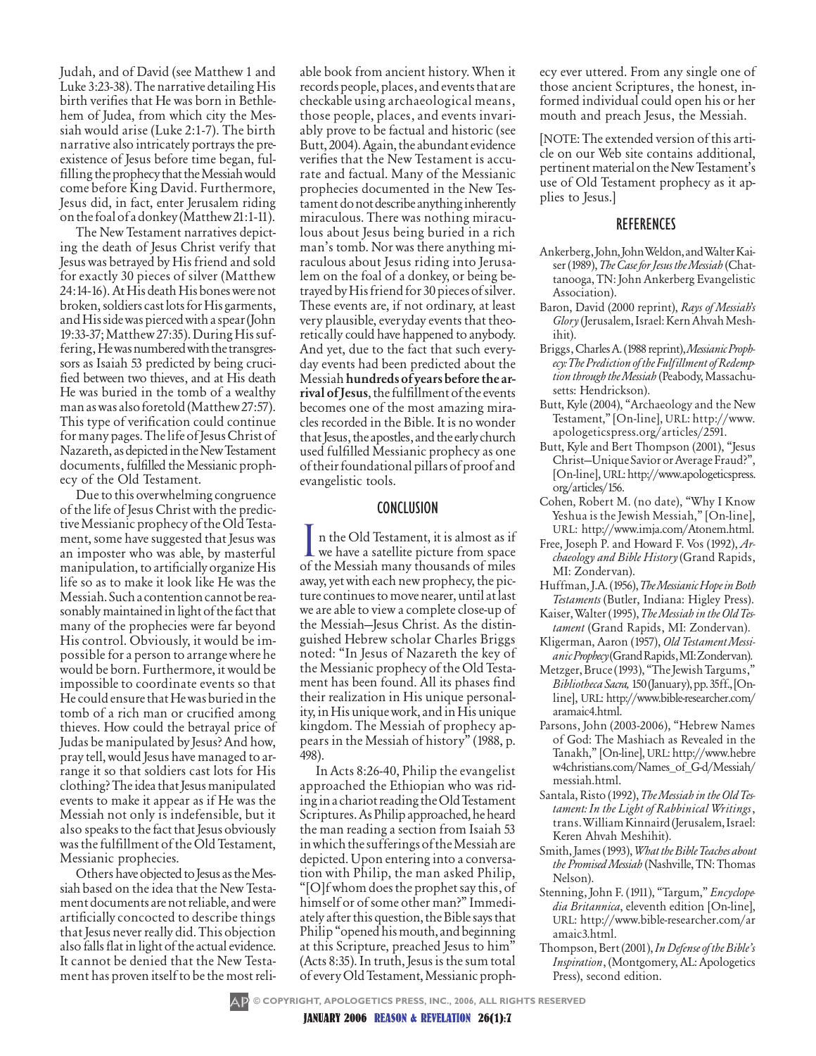Judah, and of David (see Matthew 1 and Luke 3:23-38). The narrative detailing His birth verifies that He was born in Bethlehem of Judea, from which city the Messiah would arise (Luke 2:1-7). The birth narrative also intricately portrays the preexistence of Jesus before time began, fulfilling the prophecy that the Messiah would come before King David. Furthermore, Jesus did, in fact, enter Jerusalem riding on the foal of a donkey (Matthew 21:1-11).

The New Testament narratives depicting the death of Jesus Christ verify that Jesus was betrayed by His friend and sold for exactly 30 pieces of silver (Matthew 24:14-16). At His death His bones were not broken, soldiers cast lots for His garments, and His side was pierced with a spear (John 19:33-37; Matthew 27:35). During His suffering, He was numbered with the transgressors as Isaiah 53 predicted by being crucified between two thieves, and at His death He was buried in the tomb of a wealthy man as was also foretold (Matthew 27:57). This type of verification could continue for many pages. The life of Jesus Christ of Nazareth, as depicted in the New Testament documents, fulfilled the Messianic prophecy of the Old Testament.

Due to this overwhelming congruence of the life of Jesus Christ with the predictive Messianic prophecy of the Old Testament, some have suggested that Jesus was an imposter who was able, by masterful manipulation, to artificially organize His life so as to make it look like He was the Messiah. Such a contention cannot be reasonably maintained in light of the fact that many of the prophecies were far beyond His control. Obviously, it would be impossible for a person to arrange where he would be born. Furthermore, it would be impossible to coordinate events so that He could ensure that He was buried in the tomb of a rich man or crucified among thieves. How could the betrayal price of Judas be manipulated by Jesus? And how, pray tell, would Jesus have managed to arrange it so that soldiers cast lots for His clothing? The idea that Jesus manipulated events to make it appear as if He was the Messiah not only is indefensible, but it also speaks to the fact that Jesus obviously was the fulfillment of the Old Testament, Messianic prophecies.

Others have objected to Jesus as the Messiah based on the idea that the New Testament documents are not reliable, and were artificially concocted to describe things that Jesus never really did. This objection also falls flat in light of the actual evidence. It cannot be denied that the New Testament has proven itself to be the most reliable book from ancient history. When it records people, places, and events that are checkable using archaeological means, those people, places, and events invariably prove to be factual and historic (see Butt, 2004). Again, the abundant evidence verifies that the New Testament is accurate and factual. Many of the Messianic prophecies documented in the New Testament do not describe anything inherently miraculous. There was nothing miraculous about Jesus being buried in a rich man's tomb. Nor was there anything miraculous about Jesus riding into Jerusalem on the foal of a donkey, or being betrayed by His friend for 30 pieces of silver. These events are, if not ordinary, at least very plausible, everyday events that theoretically could have happened to anybody. And yet, due to the fact that such everyday events had been predicted about the Messiah **hundreds of years before the arrival of Jesus**, the fulfillment of the events becomes one of the most amazing miracles recorded in the Bible. It is no wonder that Jesus, the apostles, and the early church used fulfilled Messianic prophecy as one of their foundational pillars of proof and evangelistic tools.

## CONCLUSION

In the Old Testament, it is almost as if we have a satellite picture from space of the Messiah many thousands of miles away, yet with each new prophecy, the picture continues to move nearer, until at last we are able to view a complete close-up of the Messiah—Jesus Christ. As the distinguished Hebrew scholar Charles Briggs noted: "In Jesus of Nazareth the key of the Messianic prophecy of the Old Testament has been found. All its phases find their realization in His unique personality, in His unique work, and in His unique kingdom. The Messiah of prophecy appears in the Messiah of history" (1988, p. 498).

In Acts 8:26-40, Philip the evangelist approached the Ethiopian who was riding in a chariot reading the Old Testament Scriptures. As Philip approached, he heard the man reading a section from Isaiah 53 in which the sufferings of the Messiah are depicted. Upon entering into a conversation with Philip, the man asked Philip, "[O]f whom does the prophet say this, of himself or of some other man?" Immediately after this question, the Bible says that Philip "opened his mouth, and beginning at this Scripture, preached Jesus to him" (Acts 8:35). In truth, Jesus is the sum total of every Old Testament, Messianic prophecy ever uttered. From any single one of those ancient Scriptures, the honest, informed individual could open his or her mouth and preach Jesus, the Messiah.

[NOTE: The extended version of this article on our Web site contains additional, pertinent material on the New Testament's use of Old Testament prophecy as it applies to Jesus.]

## REFERENCES

Ankerberg, John, John Weldon, and Walter Kaiser (1989), *The Case for Jesus the Messiah* (Chattanooga, TN: John Ankerberg Evangelistic Association).

Baron, David (2000 reprint), *Rays of Messiah's Glory* (Jerusalem, Israel: Kern Ahvah Meshihit).

Briggs, Charles A. (1988 reprint), *Messianic Prophecy: The Prediction of the Fulfillment of Redemption through the Messiah* (Peabody, Massachusetts: Hendrickson).

Butt, Kyle (2004), "Archaeology and the New Testament," [On-line], URL: http://www.apologeticspress.org/articles/2591.

Butt, Kyle and Bert Thompson (2001), "Jesus Christ—Unique Savior or Average Fraud?", [On-line], URL: http://www.apologeticspress.org/articles/156.

Cohen, Robert M. (no date), "Why I Know Yeshua is the Jewish Messiah," [On-line], URL: http://www.imja.com/Atonem.html.

Free, Joseph P. and Howard F. Vos (1992), *Archaeology and Bible History* (Grand Rapids, MI: Zondervan).

Huffman, J.A. (1956), *The Messianic Hope in Both Testaments* (Butler, Indiana: Higley Press).

Kaiser, Walter (1995), *The Messiah in the Old Testament* (Grand Rapids, MI: Zondervan).

Kligerman, Aaron (1957), *Old Testament Messianic Prophecy* (Grand Rapids, MI: Zondervan).

Metzger, Bruce (1993), "The Jewish Targums," *Bibliotheca Sacra,* 150 (January), pp. 35ff., [On-line], URL: http://www.bible-researcher.com/aramaic4.html.

Parsons, John (2003-2006), "Hebrew Names of God: The Mashiach as Revealed in the Tanakh," [On-line], URL: http://www.hebrew4christians.com/Names_of_G-d/Messiah/messiah.html.

Santala, Risto (1992), *The Messiah in the Old Testament: In the Light of Rabbinical Writings*, trans. William Kinnaird (Jerusalem, Israel: Keren Ahvah Meshihit).

Smith, James (1993), *What the Bible Teaches about the Promised Messiah* (Nashville, TN: Thomas Nelson).

Stenning, John F. (1911), "Targum," *Encyclopedia Britannica*, eleventh edition [On-line], URL: http://www.bible-researcher.com/aramaic3.html.

Thompson, Bert (2001), *In Defense of the Bible's Inspiration*, (Montgomery, AL: Apologetics Press), second edition.

© COPYRIGHT, APOLOGETICS PRESS, INC., 2006, ALL RIGHTS RESERVED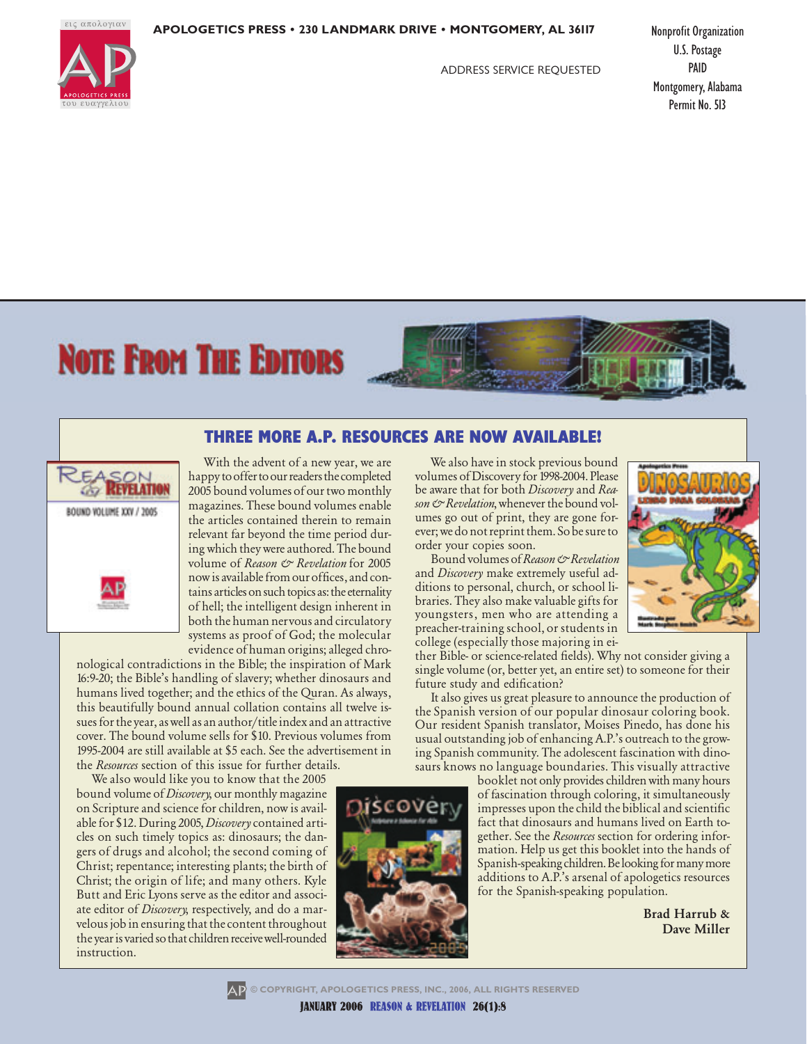APOLOGETICS PRESS • 230 LANDMARK DRIVE • MONTGOMERY, AL 36117

ADDRESS SERVICE REQUESTED

Nonprofit Organization
U.S. Postage
PAID
Montgomery, Alabama
Permit No. 513

# Note From The Editors

## THREE MORE A.P. RESOURCES ARE NOW AVAILABLE!

With the advent of a new year, we are happy to offer to our readers the completed 2005 bound volumes of our two monthly magazines. These bound volumes enable the articles contained therein to remain relevant far beyond the time period during which they were authored. The bound volume of *Reason & Revelation* for 2005 now is available from our offices, and contains articles on such topics as: the eternality of hell; the intelligent design inherent in both the human nervous and circulatory systems as proof of God; the molecular evidence of human origins; alleged chronological contradictions in the Bible; the inspiration of Mark 16:9-20; the Bible's handling of slavery; whether dinosaurs and humans lived together; and the ethics of the Quran. As always, this beautifully bound annual collation contains all twelve issues for the year, as well as an author/title index and an attractive cover. The bound volume sells for $10. Previous volumes from 1995-2004 are still available at $5 each. See the advertisement in the *Resources* section of this issue for further details.

We also would like you to know that the 2005 bound volume of *Discovery*, our monthly magazine on Scripture and science for children, now is available for $12. During 2005, *Discovery* contained articles on such timely topics as: dinosaurs; the dangers of drugs and alcohol; the second coming of Christ; repentance; interesting plants; the birth of Christ; the origin of life; and many others. Kyle Butt and Eric Lyons serve as the editor and associate editor of *Discovery*, respectively, and do a marvelous job in ensuring that the content throughout the year is varied so that children receive well-rounded instruction.

We also have in stock previous bound volumes of Discovery for 1998-2004. Please be aware that for both *Discovery* and *Reason & Revelation*, whenever the bound volumes go out of print, they are gone forever; we do not reprint them. So be sure to order your copies soon.

Bound volumes of *Reason & Revelation* and *Discovery* make extremely useful additions to personal, church, or school libraries. They also make valuable gifts for youngsters, men who are attending a preacher-training school, or students in college (especially those majoring in either Bible- or science-related fields). Why not consider giving a single volume (or, better yet, an entire set) to someone for their future study and edification?

It also gives us great pleasure to announce the production of the Spanish version of our popular dinosaur coloring book. Our resident Spanish translator, Moises Pinedo, has done his usual outstanding job of enhancing A.P.'s outreach to the growing Spanish community. The adolescent fascination with dinosaurs knows no language boundaries. This visually attractive booklet not only provides children with many hours of fascination through coloring, it simultaneously impresses upon the child the biblical and scientific fact that dinosaurs and humans lived on Earth together. See the *Resources* section for ordering information. Help us get this booklet into the hands of Spanish-speaking children. Be looking for many more additions to A.P.'s arsenal of apologetics resources for the Spanish-speaking population.

**Brad Harrub & Dave Miller**

© COPYRIGHT, APOLOGETICS PRESS, INC., 2006, ALL RIGHTS RESERVED